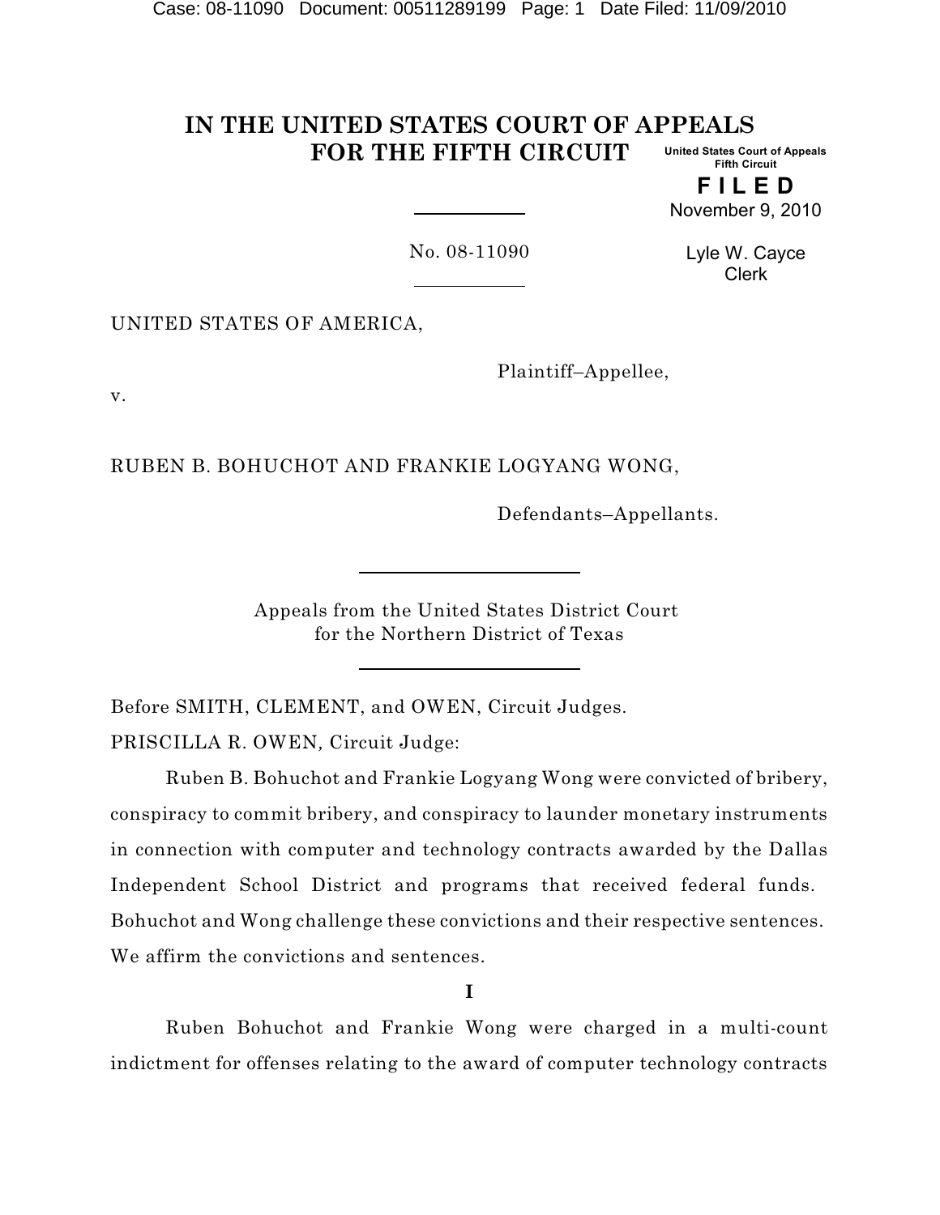# IN THE UNITED STATES COURT OF APPEALS FOR THE FIFTH CIRCUIT

United States Court of Appeals
Fifth Circuit

**F I L E D**
November 9, 2010

Lyle W. Cayce
Clerk

No. 08-11090

UNITED STATES OF AMERICA,

Plaintiff–Appellee,

v.

RUBEN B. BOHUCHOT AND FRANKIE LOGYANG WONG,

Defendants–Appellants.

Appeals from the United States District Court
for the Northern District of Texas

Before SMITH, CLEMENT, and OWEN, Circuit Judges.

PRISCILLA R. OWEN, Circuit Judge:

Ruben B. Bohuchot and Frankie Logyang Wong were convicted of bribery, conspiracy to commit bribery, and conspiracy to launder monetary instruments in connection with computer and technology contracts awarded by the Dallas Independent School District and programs that received federal funds. Bohuchot and Wong challenge these convictions and their respective sentences. We affirm the convictions and sentences.

**I**

Ruben Bohuchot and Frankie Wong were charged in a multi-count indictment for offenses relating to the award of computer technology contracts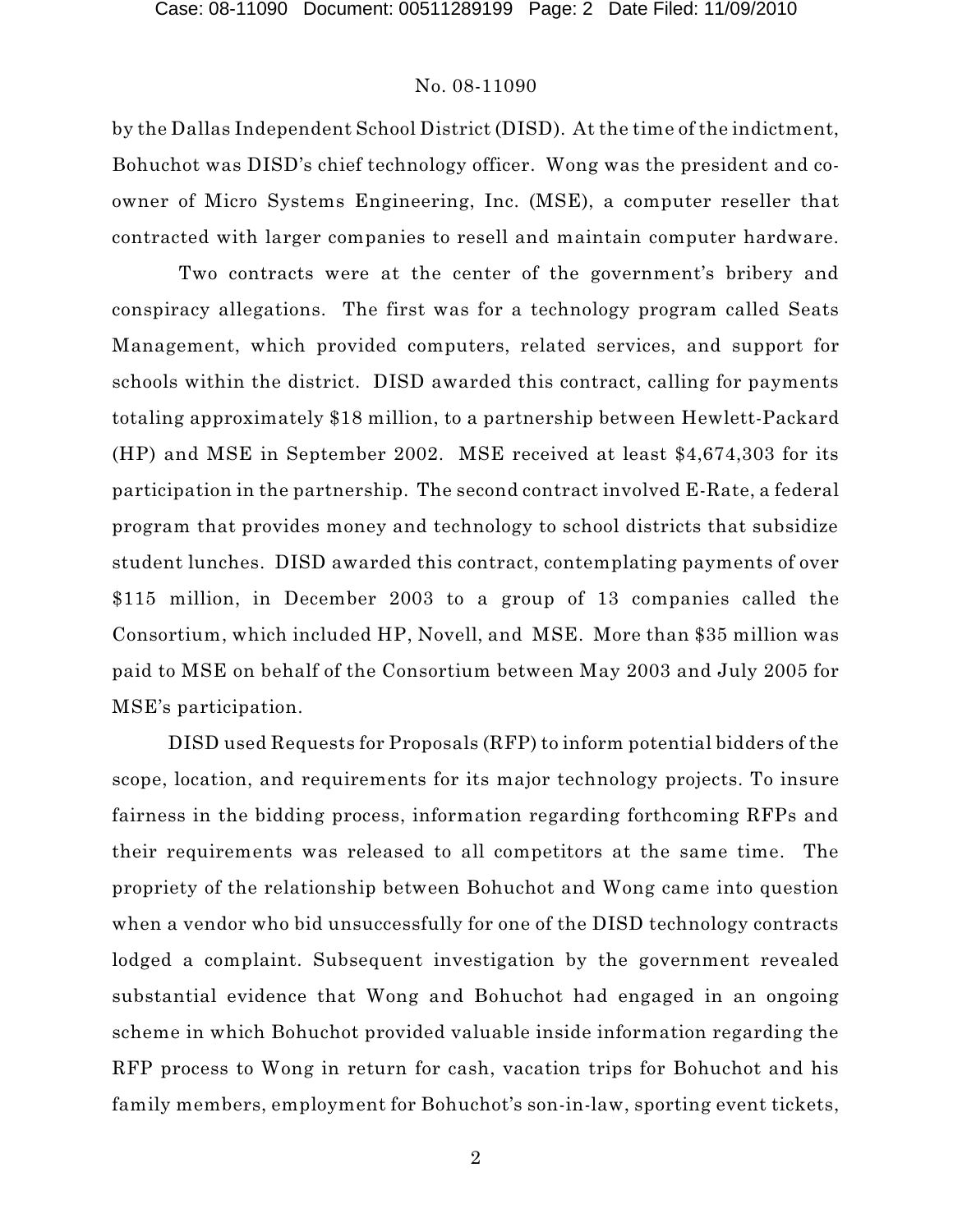by the Dallas Independent School District (DISD). At the time of the indictment, Bohuchot was DISD's chief technology officer. Wong was the president and co-owner of Micro Systems Engineering, Inc. (MSE), a computer reseller that contracted with larger companies to resell and maintain computer hardware.

Two contracts were at the center of the government's bribery and conspiracy allegations. The first was for a technology program called Seats Management, which provided computers, related services, and support for schools within the district. DISD awarded this contract, calling for payments totaling approximately $18 million, to a partnership between Hewlett-Packard (HP) and MSE in September 2002. MSE received at least $4,674,303 for its participation in the partnership. The second contract involved E-Rate, a federal program that provides money and technology to school districts that subsidize student lunches. DISD awarded this contract, contemplating payments of over $115 million, in December 2003 to a group of 13 companies called the Consortium, which included HP, Novell, and MSE. More than $35 million was paid to MSE on behalf of the Consortium between May 2003 and July 2005 for MSE's participation.

DISD used Requests for Proposals (RFP) to inform potential bidders of the scope, location, and requirements for its major technology projects. To insure fairness in the bidding process, information regarding forthcoming RFPs and their requirements was released to all competitors at the same time. The propriety of the relationship between Bohuchot and Wong came into question when a vendor who bid unsuccessfully for one of the DISD technology contracts lodged a complaint. Subsequent investigation by the government revealed substantial evidence that Wong and Bohuchot had engaged in an ongoing scheme in which Bohuchot provided valuable inside information regarding the RFP process to Wong in return for cash, vacation trips for Bohuchot and his family members, employment for Bohuchot's son-in-law, sporting event tickets,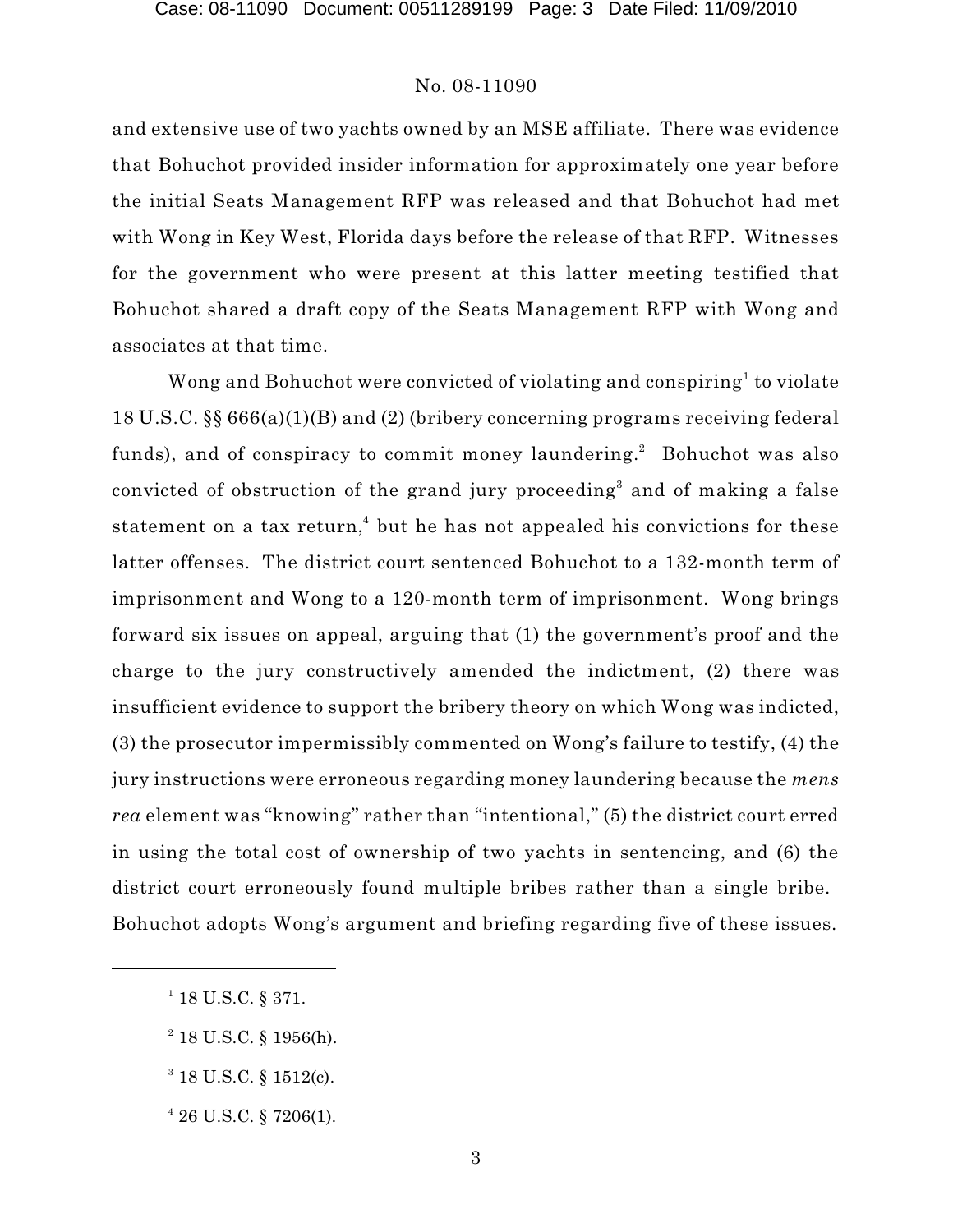and extensive use of two yachts owned by an MSE affiliate. There was evidence that Bohuchot provided insider information for approximately one year before the initial Seats Management RFP was released and that Bohuchot had met with Wong in Key West, Florida days before the release of that RFP. Witnesses for the government who were present at this latter meeting testified that Bohuchot shared a draft copy of the Seats Management RFP with Wong and associates at that time.

Wong and Bohuchot were convicted of violating and conspiring[1] to violate 18 U.S.C. §§ 666(a)(1)(B) and (2) (bribery concerning programs receiving federal funds), and of conspiracy to commit money laundering.[2] Bohuchot was also convicted of obstruction of the grand jury proceeding[3] and of making a false statement on a tax return,[4] but he has not appealed his convictions for these latter offenses. The district court sentenced Bohuchot to a 132-month term of imprisonment and Wong to a 120-month term of imprisonment. Wong brings forward six issues on appeal, arguing that (1) the government's proof and the charge to the jury constructively amended the indictment, (2) there was insufficient evidence to support the bribery theory on which Wong was indicted, (3) the prosecutor impermissibly commented on Wong's failure to testify, (4) the jury instructions were erroneous regarding money laundering because the *mens rea* element was "knowing" rather than "intentional," (5) the district court erred in using the total cost of ownership of two yachts in sentencing, and (6) the district court erroneously found multiple bribes rather than a single bribe. Bohuchot adopts Wong's argument and briefing regarding five of these issues.

---

[1] 18 U.S.C. § 371.

[2] 18 U.S.C. § 1956(h).

[3] 18 U.S.C. § 1512(c).

[4] 26 U.S.C. § 7206(1).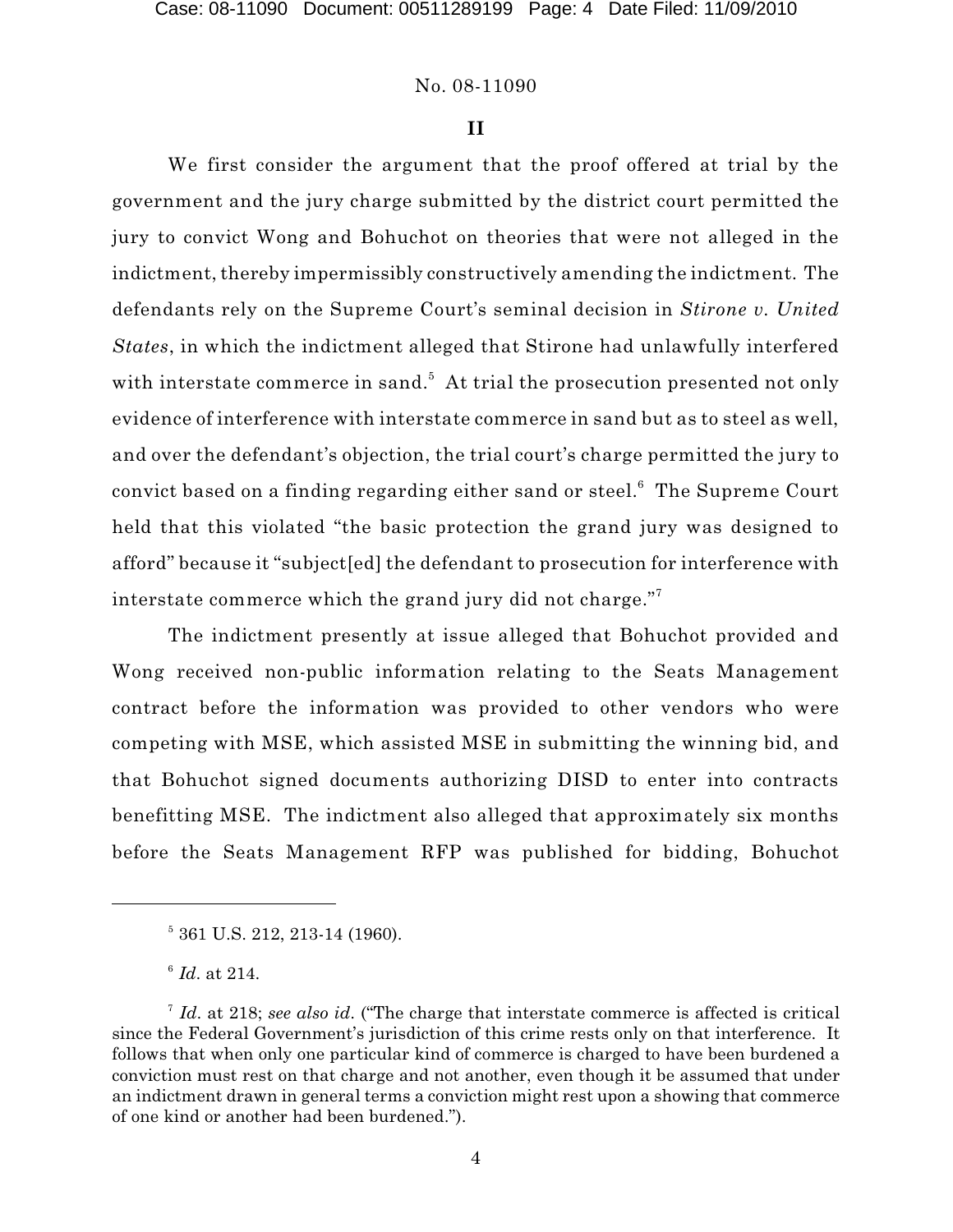## II

We first consider the argument that the proof offered at trial by the government and the jury charge submitted by the district court permitted the jury to convict Wong and Bohuchot on theories that were not alleged in the indictment, thereby impermissibly constructively amending the indictment. The defendants rely on the Supreme Court's seminal decision in *Stirone v. United States*, in which the indictment alleged that Stirone had unlawfully interfered with interstate commerce in sand.[5] At trial the prosecution presented not only evidence of interference with interstate commerce in sand but as to steel as well, and over the defendant's objection, the trial court's charge permitted the jury to convict based on a finding regarding either sand or steel.[6] The Supreme Court held that this violated "the basic protection the grand jury was designed to afford" because it "subject[ed] the defendant to prosecution for interference with interstate commerce which the grand jury did not charge."[7]

The indictment presently at issue alleged that Bohuchot provided and Wong received non-public information relating to the Seats Management contract before the information was provided to other vendors who were competing with MSE, which assisted MSE in submitting the winning bid, and that Bohuchot signed documents authorizing DISD to enter into contracts benefitting MSE. The indictment also alleged that approximately six months before the Seats Management RFP was published for bidding, Bohuchot

---

[5] 361 U.S. 212, 213-14 (1960).

[6] *Id.* at 214.

[7] *Id.* at 218; *see also id.* ("The charge that interstate commerce is affected is critical since the Federal Government's jurisdiction of this crime rests only on that interference. It follows that when only one particular kind of commerce is charged to have been burdened a conviction must rest on that charge and not another, even though it be assumed that under an indictment drawn in general terms a conviction might rest upon a showing that commerce of one kind or another had been burdened.").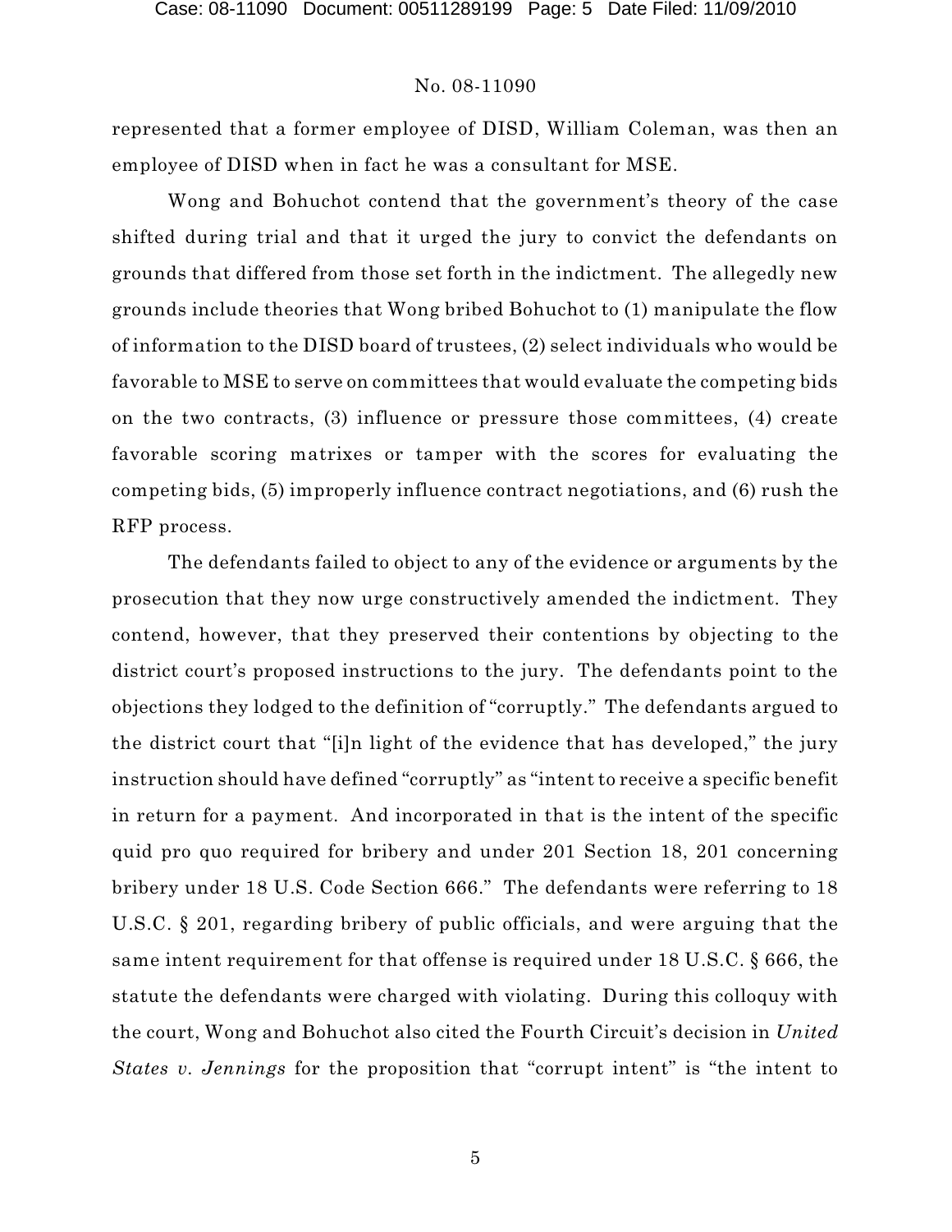represented that a former employee of DISD, William Coleman, was then an employee of DISD when in fact he was a consultant for MSE.

Wong and Bohuchot contend that the government's theory of the case shifted during trial and that it urged the jury to convict the defendants on grounds that differed from those set forth in the indictment. The allegedly new grounds include theories that Wong bribed Bohuchot to (1) manipulate the flow of information to the DISD board of trustees, (2) select individuals who would be favorable to MSE to serve on committees that would evaluate the competing bids on the two contracts, (3) influence or pressure those committees, (4) create favorable scoring matrixes or tamper with the scores for evaluating the competing bids, (5) improperly influence contract negotiations, and (6) rush the RFP process.

The defendants failed to object to any of the evidence or arguments by the prosecution that they now urge constructively amended the indictment. They contend, however, that they preserved their contentions by objecting to the district court's proposed instructions to the jury. The defendants point to the objections they lodged to the definition of "corruptly." The defendants argued to the district court that "[i]n light of the evidence that has developed," the jury instruction should have defined "corruptly" as "intent to receive a specific benefit in return for a payment. And incorporated in that is the intent of the specific quid pro quo required for bribery and under 201 Section 18, 201 concerning bribery under 18 U.S. Code Section 666." The defendants were referring to 18 U.S.C. § 201, regarding bribery of public officials, and were arguing that the same intent requirement for that offense is required under 18 U.S.C. § 666, the statute the defendants were charged with violating. During this colloquy with the court, Wong and Bohuchot also cited the Fourth Circuit's decision in *United States v. Jennings* for the proposition that "corrupt intent" is "the intent to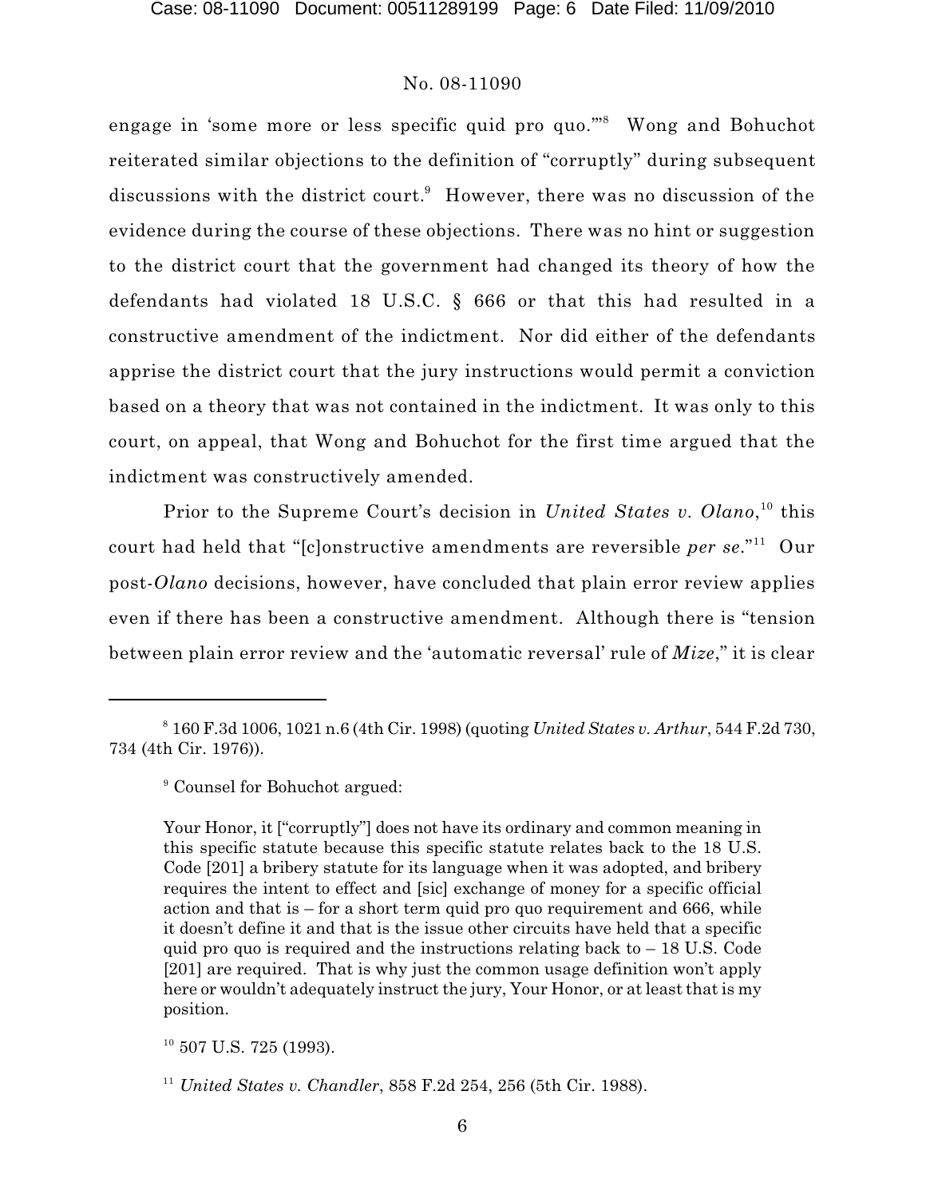engage in 'some more or less specific quid pro quo.'"[8] Wong and Bohuchot reiterated similar objections to the definition of "corruptly" during subsequent discussions with the district court.[9] However, there was no discussion of the evidence during the course of these objections. There was no hint or suggestion to the district court that the government had changed its theory of how the defendants had violated 18 U.S.C. § 666 or that this had resulted in a constructive amendment of the indictment. Nor did either of the defendants apprise the district court that the jury instructions would permit a conviction based on a theory that was not contained in the indictment. It was only to this court, on appeal, that Wong and Bohuchot for the first time argued that the indictment was constructively amended.

Prior to the Supreme Court's decision in *United States v. Olano*,[10] this court had held that "[c]onstructive amendments are reversible *per se*."[11] Our post-*Olano* decisions, however, have concluded that plain error review applies even if there has been a constructive amendment. Although there is "tension between plain error review and the 'automatic reversal' rule of *Mize*," it is clear

---

[8] 160 F.3d 1006, 1021 n.6 (4th Cir. 1998) (quoting *United States v. Arthur*, 544 F.2d 730, 734 (4th Cir. 1976)).

[9] Counsel for Bohuchot argued:

> Your Honor, it ["corruptly"] does not have its ordinary and common meaning in this specific statute because this specific statute relates back to the 18 U.S. Code [201] a bribery statute for its language when it was adopted, and bribery requires the intent to effect and [sic] exchange of money for a specific official action and that is – for a short term quid pro quo requirement and 666, while it doesn't define it and that is the issue other circuits have held that a specific quid pro quo is required and the instructions relating back to – 18 U.S. Code [201] are required. That is why just the common usage definition won't apply here or wouldn't adequately instruct the jury, Your Honor, or at least that is my position.

[10] 507 U.S. 725 (1993).

[11] *United States v. Chandler*, 858 F.2d 254, 256 (5th Cir. 1988).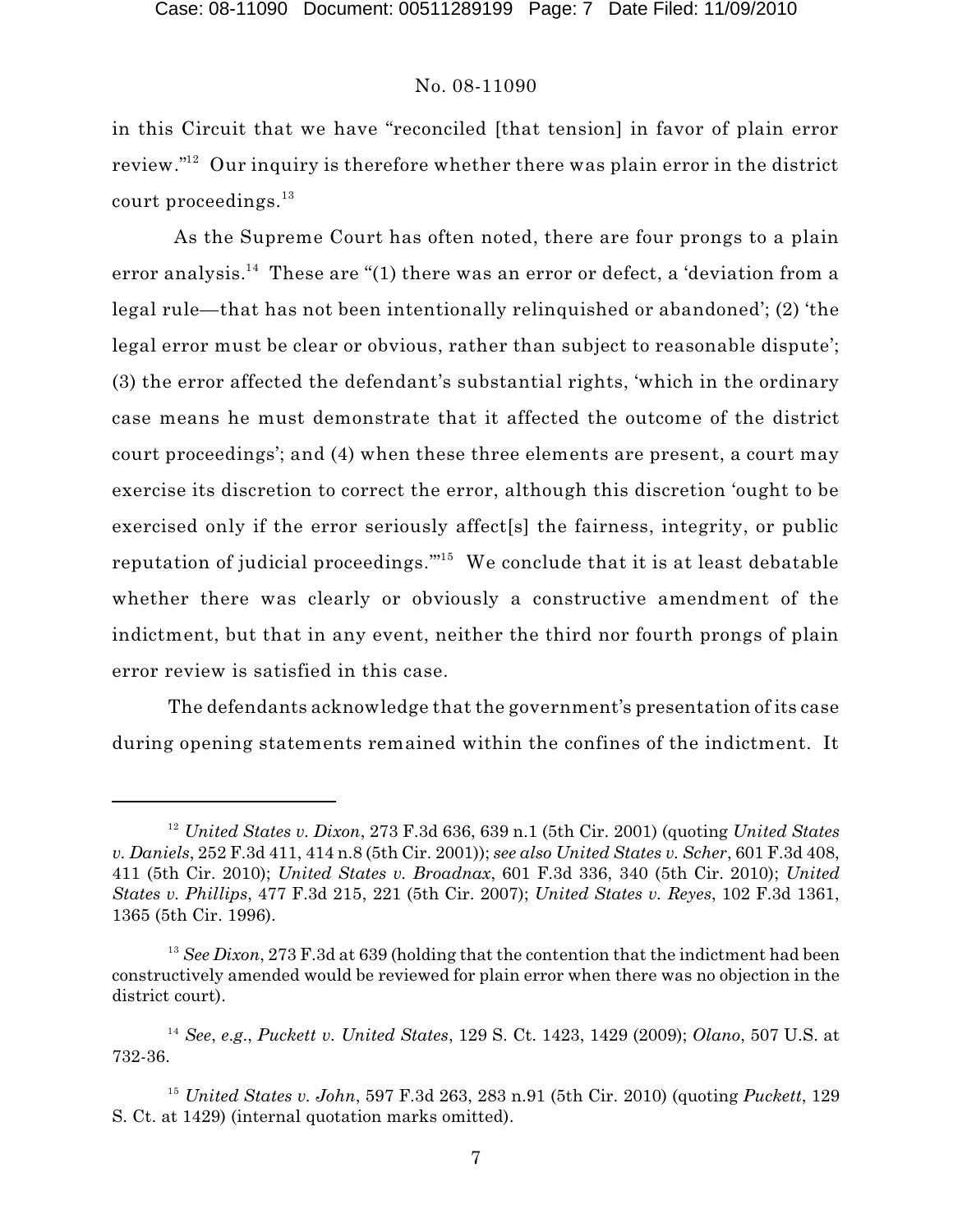in this Circuit that we have "reconciled [that tension] in favor of plain error review."[12] Our inquiry is therefore whether there was plain error in the district court proceedings.[13]

As the Supreme Court has often noted, there are four prongs to a plain error analysis.[14] These are "(1) there was an error or defect, a 'deviation from a legal rule—that has not been intentionally relinquished or abandoned'; (2) 'the legal error must be clear or obvious, rather than subject to reasonable dispute'; (3) the error affected the defendant's substantial rights, 'which in the ordinary case means he must demonstrate that it affected the outcome of the district court proceedings'; and (4) when these three elements are present, a court may exercise its discretion to correct the error, although this discretion 'ought to be exercised only if the error seriously affect[s] the fairness, integrity, or public reputation of judicial proceedings.'"[15] We conclude that it is at least debatable whether there was clearly or obviously a constructive amendment of the indictment, but that in any event, neither the third nor fourth prongs of plain error review is satisfied in this case.

The defendants acknowledge that the government's presentation of its case during opening statements remained within the confines of the indictment. It

---

[12] *United States v. Dixon*, 273 F.3d 636, 639 n.1 (5th Cir. 2001) (quoting *United States v. Daniels*, 252 F.3d 411, 414 n.8 (5th Cir. 2001)); *see also United States v. Scher*, 601 F.3d 408, 411 (5th Cir. 2010); *United States v. Broadnax*, 601 F.3d 336, 340 (5th Cir. 2010); *United States v. Phillips*, 477 F.3d 215, 221 (5th Cir. 2007); *United States v. Reyes*, 102 F.3d 1361, 1365 (5th Cir. 1996).

[13] *See Dixon*, 273 F.3d at 639 (holding that the contention that the indictment had been constructively amended would be reviewed for plain error when there was no objection in the district court).

[14] *See*, *e.g.*, *Puckett v. United States*, 129 S. Ct. 1423, 1429 (2009); *Olano*, 507 U.S. at 732-36.

[15] *United States v. John*, 597 F.3d 263, 283 n.91 (5th Cir. 2010) (quoting *Puckett*, 129 S. Ct. at 1429) (internal quotation marks omitted).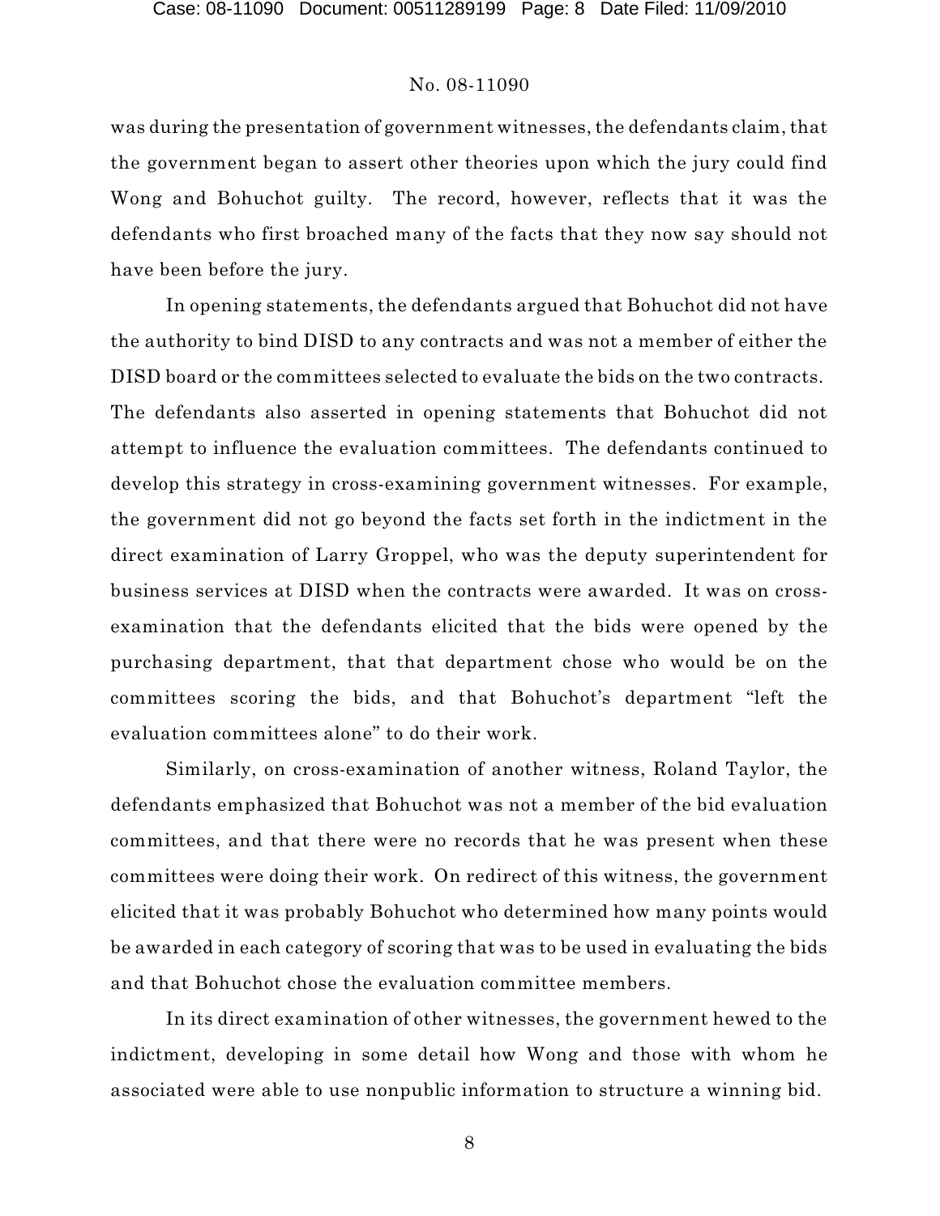was during the presentation of government witnesses, the defendants claim, that the government began to assert other theories upon which the jury could find Wong and Bohuchot guilty. The record, however, reflects that it was the defendants who first broached many of the facts that they now say should not have been before the jury.

In opening statements, the defendants argued that Bohuchot did not have the authority to bind DISD to any contracts and was not a member of either the DISD board or the committees selected to evaluate the bids on the two contracts. The defendants also asserted in opening statements that Bohuchot did not attempt to influence the evaluation committees. The defendants continued to develop this strategy in cross-examining government witnesses. For example, the government did not go beyond the facts set forth in the indictment in the direct examination of Larry Groppel, who was the deputy superintendent for business services at DISD when the contracts were awarded. It was on cross-examination that the defendants elicited that the bids were opened by the purchasing department, that that department chose who would be on the committees scoring the bids, and that Bohuchot's department "left the evaluation committees alone" to do their work.

Similarly, on cross-examination of another witness, Roland Taylor, the defendants emphasized that Bohuchot was not a member of the bid evaluation committees, and that there were no records that he was present when these committees were doing their work. On redirect of this witness, the government elicited that it was probably Bohuchot who determined how many points would be awarded in each category of scoring that was to be used in evaluating the bids and that Bohuchot chose the evaluation committee members.

In its direct examination of other witnesses, the government hewed to the indictment, developing in some detail how Wong and those with whom he associated were able to use nonpublic information to structure a winning bid.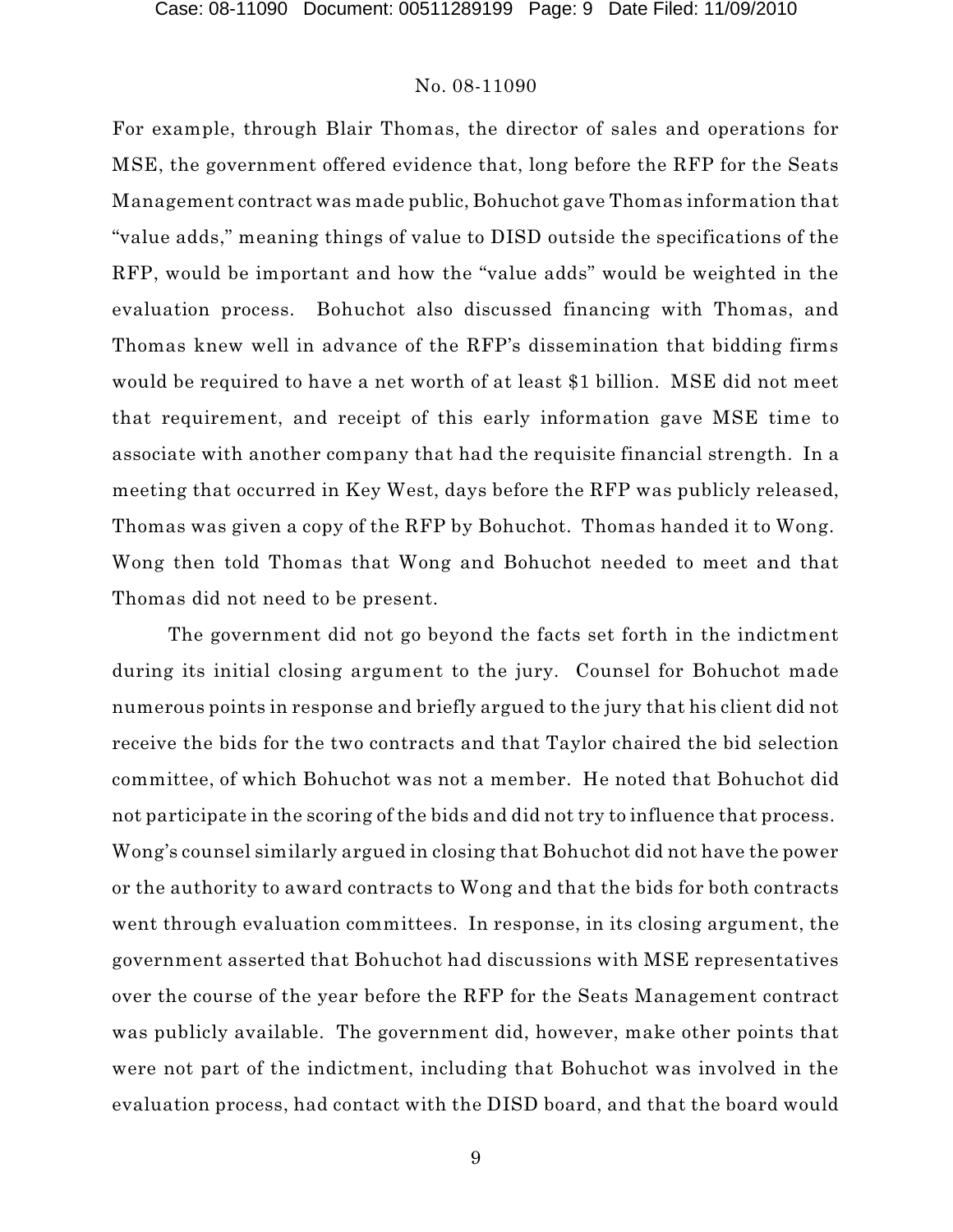For example, through Blair Thomas, the director of sales and operations for MSE, the government offered evidence that, long before the RFP for the Seats Management contract was made public, Bohuchot gave Thomas information that "value adds," meaning things of value to DISD outside the specifications of the RFP, would be important and how the "value adds" would be weighted in the evaluation process. Bohuchot also discussed financing with Thomas, and Thomas knew well in advance of the RFP's dissemination that bidding firms would be required to have a net worth of at least $1 billion. MSE did not meet that requirement, and receipt of this early information gave MSE time to associate with another company that had the requisite financial strength. In a meeting that occurred in Key West, days before the RFP was publicly released, Thomas was given a copy of the RFP by Bohuchot. Thomas handed it to Wong. Wong then told Thomas that Wong and Bohuchot needed to meet and that Thomas did not need to be present.

The government did not go beyond the facts set forth in the indictment during its initial closing argument to the jury. Counsel for Bohuchot made numerous points in response and briefly argued to the jury that his client did not receive the bids for the two contracts and that Taylor chaired the bid selection committee, of which Bohuchot was not a member. He noted that Bohuchot did not participate in the scoring of the bids and did not try to influence that process. Wong's counsel similarly argued in closing that Bohuchot did not have the power or the authority to award contracts to Wong and that the bids for both contracts went through evaluation committees. In response, in its closing argument, the government asserted that Bohuchot had discussions with MSE representatives over the course of the year before the RFP for the Seats Management contract was publicly available. The government did, however, make other points that were not part of the indictment, including that Bohuchot was involved in the evaluation process, had contact with the DISD board, and that the board would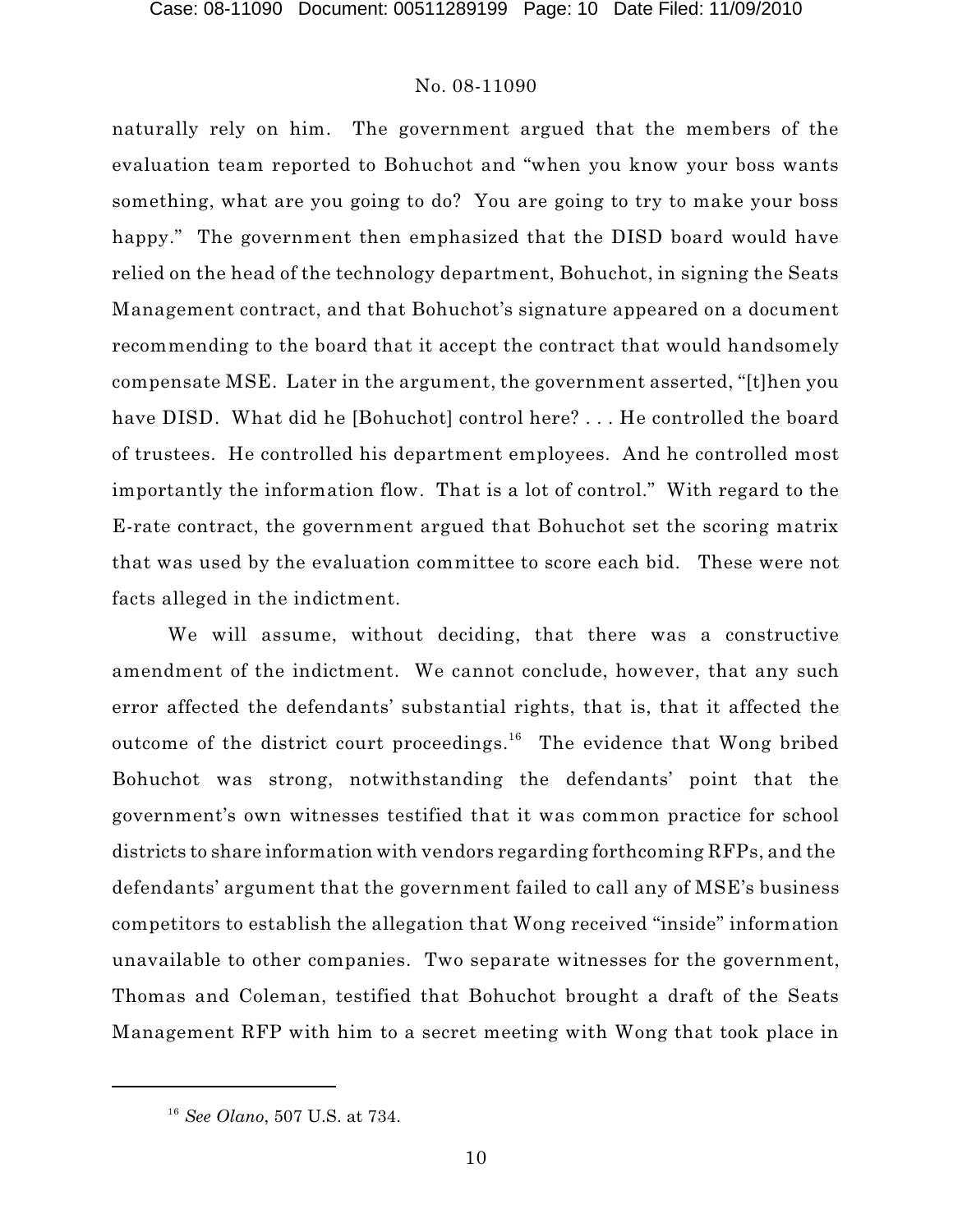naturally rely on him. The government argued that the members of the evaluation team reported to Bohuchot and "when you know your boss wants something, what are you going to do? You are going to try to make your boss happy." The government then emphasized that the DISD board would have relied on the head of the technology department, Bohuchot, in signing the Seats Management contract, and that Bohuchot's signature appeared on a document recommending to the board that it accept the contract that would handsomely compensate MSE. Later in the argument, the government asserted, "[t]hen you have DISD. What did he [Bohuchot] control here? . . . He controlled the board of trustees. He controlled his department employees. And he controlled most importantly the information flow. That is a lot of control." With regard to the E-rate contract, the government argued that Bohuchot set the scoring matrix that was used by the evaluation committee to score each bid. These were not facts alleged in the indictment.

We will assume, without deciding, that there was a constructive amendment of the indictment. We cannot conclude, however, that any such error affected the defendants' substantial rights, that is, that it affected the outcome of the district court proceedings.[16] The evidence that Wong bribed Bohuchot was strong, notwithstanding the defendants' point that the government's own witnesses testified that it was common practice for school districts to share information with vendors regarding forthcoming RFPs, and the defendants' argument that the government failed to call any of MSE's business competitors to establish the allegation that Wong received "inside" information unavailable to other companies. Two separate witnesses for the government, Thomas and Coleman, testified that Bohuchot brought a draft of the Seats Management RFP with him to a secret meeting with Wong that took place in

[16] *See Olano*, 507 U.S. at 734.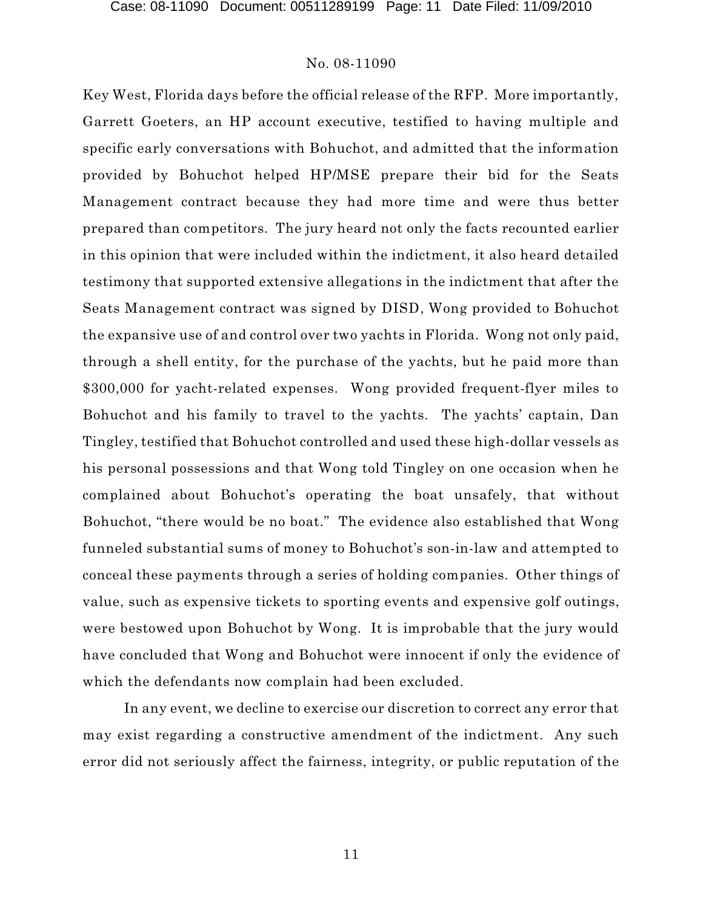Key West, Florida days before the official release of the RFP. More importantly, Garrett Goeters, an HP account executive, testified to having multiple and specific early conversations with Bohuchot, and admitted that the information provided by Bohuchot helped HP/MSE prepare their bid for the Seats Management contract because they had more time and were thus better prepared than competitors. The jury heard not only the facts recounted earlier in this opinion that were included within the indictment, it also heard detailed testimony that supported extensive allegations in the indictment that after the Seats Management contract was signed by DISD, Wong provided to Bohuchot the expansive use of and control over two yachts in Florida. Wong not only paid, through a shell entity, for the purchase of the yachts, but he paid more than $300,000 for yacht-related expenses. Wong provided frequent-flyer miles to Bohuchot and his family to travel to the yachts. The yachts' captain, Dan Tingley, testified that Bohuchot controlled and used these high-dollar vessels as his personal possessions and that Wong told Tingley on one occasion when he complained about Bohuchot's operating the boat unsafely, that without Bohuchot, "there would be no boat." The evidence also established that Wong funneled substantial sums of money to Bohuchot's son-in-law and attempted to conceal these payments through a series of holding companies. Other things of value, such as expensive tickets to sporting events and expensive golf outings, were bestowed upon Bohuchot by Wong. It is improbable that the jury would have concluded that Wong and Bohuchot were innocent if only the evidence of which the defendants now complain had been excluded.

In any event, we decline to exercise our discretion to correct any error that may exist regarding a constructive amendment of the indictment. Any such error did not seriously affect the fairness, integrity, or public reputation of the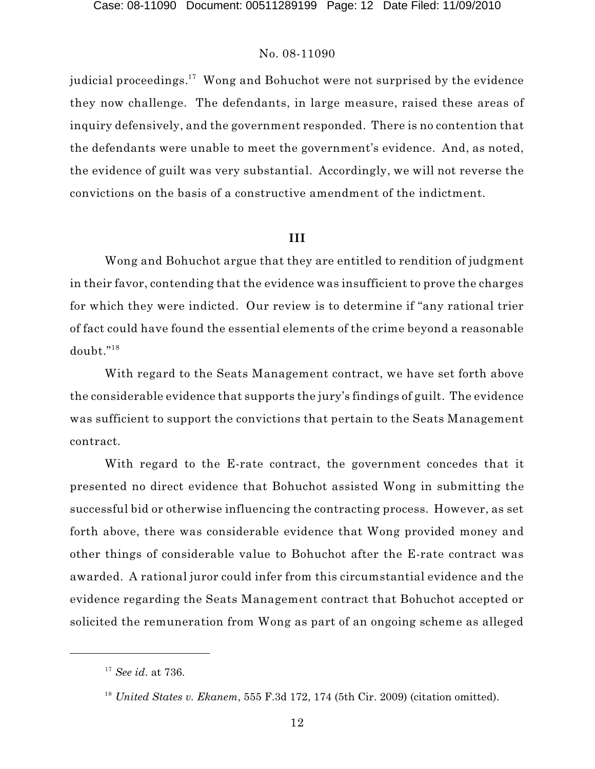judicial proceedings.[17] Wong and Bohuchot were not surprised by the evidence they now challenge. The defendants, in large measure, raised these areas of inquiry defensively, and the government responded. There is no contention that the defendants were unable to meet the government's evidence. And, as noted, the evidence of guilt was very substantial. Accordingly, we will not reverse the convictions on the basis of a constructive amendment of the indictment.

## III

Wong and Bohuchot argue that they are entitled to rendition of judgment in their favor, contending that the evidence was insufficient to prove the charges for which they were indicted. Our review is to determine if "any rational trier of fact could have found the essential elements of the crime beyond a reasonable doubt."[18]

With regard to the Seats Management contract, we have set forth above the considerable evidence that supports the jury's findings of guilt. The evidence was sufficient to support the convictions that pertain to the Seats Management contract.

With regard to the E-rate contract, the government concedes that it presented no direct evidence that Bohuchot assisted Wong in submitting the successful bid or otherwise influencing the contracting process. However, as set forth above, there was considerable evidence that Wong provided money and other things of considerable value to Bohuchot after the E-rate contract was awarded. A rational juror could infer from this circumstantial evidence and the evidence regarding the Seats Management contract that Bohuchot accepted or solicited the remuneration from Wong as part of an ongoing scheme as alleged

---

[17] *See id.* at 736.

[18] *United States v. Ekanem*, 555 F.3d 172, 174 (5th Cir. 2009) (citation omitted).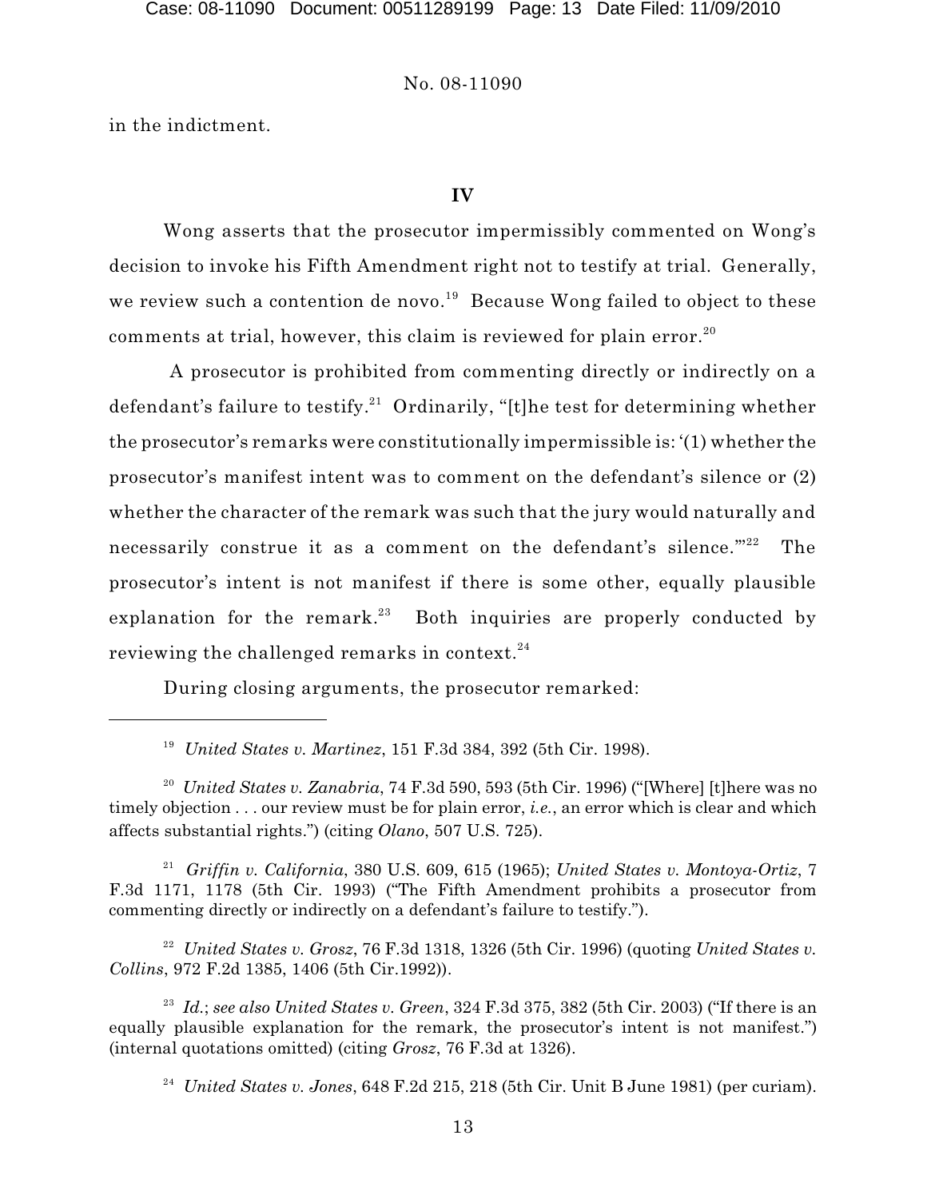in the indictment.

## IV

Wong asserts that the prosecutor impermissibly commented on Wong's decision to invoke his Fifth Amendment right not to testify at trial. Generally, we review such a contention de novo.[19] Because Wong failed to object to these comments at trial, however, this claim is reviewed for plain error.[20]

A prosecutor is prohibited from commenting directly or indirectly on a defendant's failure to testify.[21] Ordinarily, "[t]he test for determining whether the prosecutor's remarks were constitutionally impermissible is: '(1) whether the prosecutor's manifest intent was to comment on the defendant's silence or (2) whether the character of the remark was such that the jury would naturally and necessarily construe it as a comment on the defendant's silence.'"[22] The prosecutor's intent is not manifest if there is some other, equally plausible explanation for the remark.[23] Both inquiries are properly conducted by reviewing the challenged remarks in context.[24]

During closing arguments, the prosecutor remarked:

---

[19] *United States v. Martinez*, 151 F.3d 384, 392 (5th Cir. 1998).

[20] *United States v. Zanabria*, 74 F.3d 590, 593 (5th Cir. 1996) ("[Where] [t]here was no timely objection . . . our review must be for plain error, *i.e.*, an error which is clear and which affects substantial rights.") (citing *Olano*, 507 U.S. 725).

[21] *Griffin v. California*, 380 U.S. 609, 615 (1965); *United States v. Montoya-Ortiz*, 7 F.3d 1171, 1178 (5th Cir. 1993) ("The Fifth Amendment prohibits a prosecutor from commenting directly or indirectly on a defendant's failure to testify.").

[22] *United States v. Grosz*, 76 F.3d 1318, 1326 (5th Cir. 1996) (quoting *United States v. Collins*, 972 F.2d 1385, 1406 (5th Cir.1992)).

[23] *Id.*; *see also United States v. Green*, 324 F.3d 375, 382 (5th Cir. 2003) ("If there is an equally plausible explanation for the remark, the prosecutor's intent is not manifest.") (internal quotations omitted) (citing *Grosz*, 76 F.3d at 1326).

[24] *United States v. Jones*, 648 F.2d 215, 218 (5th Cir. Unit B June 1981) (per curiam).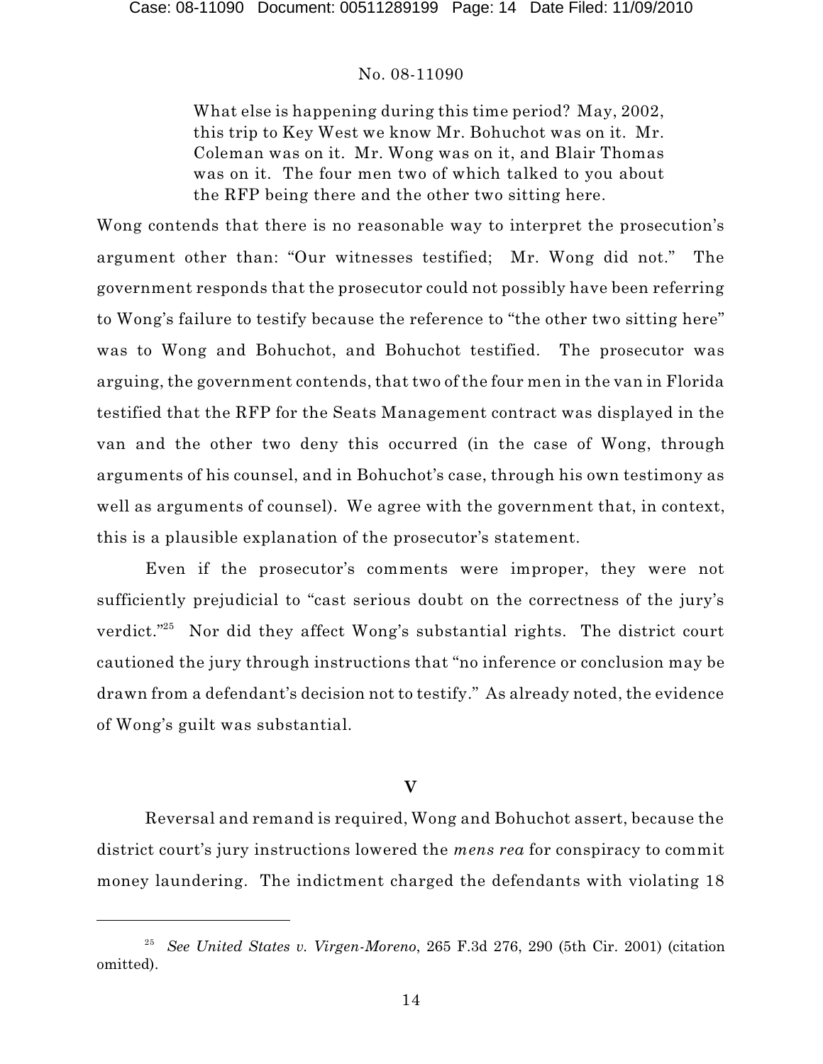> What else is happening during this time period? May, 2002, this trip to Key West we know Mr. Bohuchot was on it. Mr. Coleman was on it. Mr. Wong was on it, and Blair Thomas was on it. The four men two of which talked to you about the RFP being there and the other two sitting here.

Wong contends that there is no reasonable way to interpret the prosecution's argument other than: "Our witnesses testified; Mr. Wong did not." The government responds that the prosecutor could not possibly have been referring to Wong's failure to testify because the reference to "the other two sitting here" was to Wong and Bohuchot, and Bohuchot testified. The prosecutor was arguing, the government contends, that two of the four men in the van in Florida testified that the RFP for the Seats Management contract was displayed in the van and the other two deny this occurred (in the case of Wong, through arguments of his counsel, and in Bohuchot's case, through his own testimony as well as arguments of counsel). We agree with the government that, in context, this is a plausible explanation of the prosecutor's statement.

Even if the prosecutor's comments were improper, they were not sufficiently prejudicial to "cast serious doubt on the correctness of the jury's verdict."[25] Nor did they affect Wong's substantial rights. The district court cautioned the jury through instructions that "no inference or conclusion may be drawn from a defendant's decision not to testify." As already noted, the evidence of Wong's guilt was substantial.

## V

Reversal and remand is required, Wong and Bohuchot assert, because the district court's jury instructions lowered the *mens rea* for conspiracy to commit money laundering. The indictment charged the defendants with violating 18

---

[25] *See United States v. Virgen-Moreno*, 265 F.3d 276, 290 (5th Cir. 2001) (citation omitted).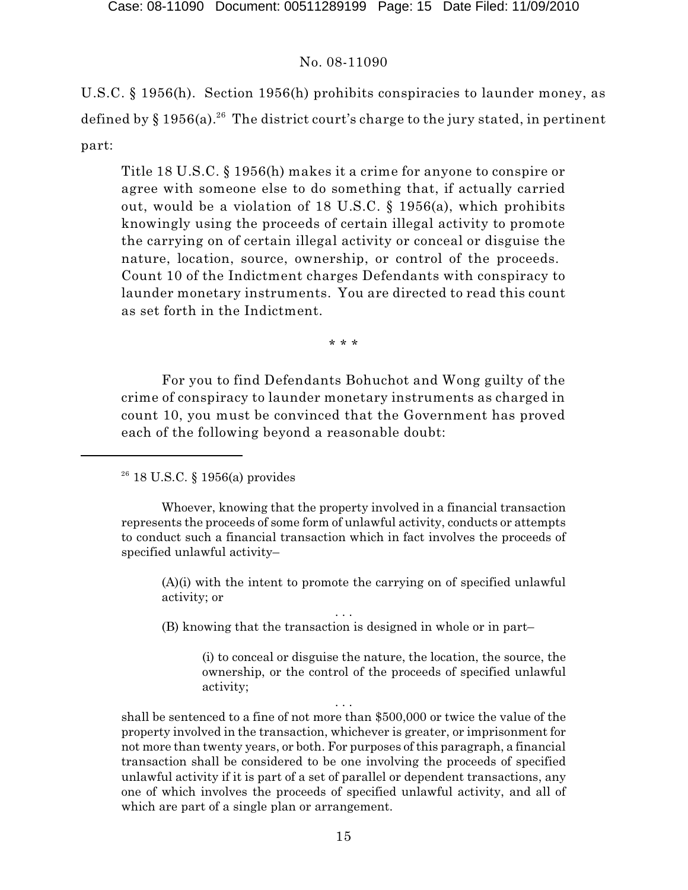U.S.C. § 1956(h). Section 1956(h) prohibits conspiracies to launder money, as defined by § 1956(a).[26] The district court's charge to the jury stated, in pertinent part:

> Title 18 U.S.C. § 1956(h) makes it a crime for anyone to conspire or agree with someone else to do something that, if actually carried out, would be a violation of 18 U.S.C. § 1956(a), which prohibits knowingly using the proceeds of certain illegal activity to promote the carrying on of certain illegal activity or conceal or disguise the nature, location, source, ownership, or control of the proceeds. Count 10 of the Indictment charges Defendants with conspiracy to launder monetary instruments. You are directed to read this count as set forth in the Indictment.
>
> \* \* \*
>
> For you to find Defendants Bohuchot and Wong guilty of the crime of conspiracy to launder monetary instruments as charged in count 10, you must be convinced that the Government has proved each of the following beyond a reasonable doubt:

---

[26] 18 U.S.C. § 1956(a) provides

> Whoever, knowing that the property involved in a financial transaction represents the proceeds of some form of unlawful activity, conducts or attempts to conduct such a financial transaction which in fact involves the proceeds of specified unlawful activity–
>
> > (A)(i) with the intent to promote the carrying on of specified unlawful activity; or
> >
> > . . .
> >
> > (B) knowing that the transaction is designed in whole or in part–
> >
> > > (i) to conceal or disguise the nature, the location, the source, the ownership, or the control of the proceeds of specified unlawful activity;
> >
> > . . .
>
> shall be sentenced to a fine of not more than $500,000 or twice the value of the property involved in the transaction, whichever is greater, or imprisonment for not more than twenty years, or both. For purposes of this paragraph, a financial transaction shall be considered to be one involving the proceeds of specified unlawful activity if it is part of a set of parallel or dependent transactions, any one of which involves the proceeds of specified unlawful activity, and all of which are part of a single plan or arrangement.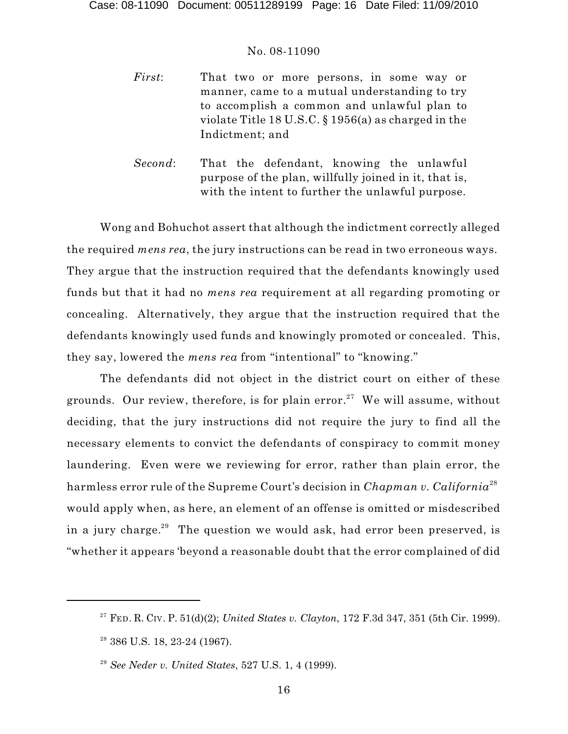*First*: That two or more persons, in some way or manner, came to a mutual understanding to try to accomplish a common and unlawful plan to violate Title 18 U.S.C. § 1956(a) as charged in the Indictment; and

*Second*: That the defendant, knowing the unlawful purpose of the plan, willfully joined in it, that is, with the intent to further the unlawful purpose.

Wong and Bohuchot assert that although the indictment correctly alleged the required *mens rea*, the jury instructions can be read in two erroneous ways. They argue that the instruction required that the defendants knowingly used funds but that it had no *mens rea* requirement at all regarding promoting or concealing. Alternatively, they argue that the instruction required that the defendants knowingly used funds and knowingly promoted or concealed. This, they say, lowered the *mens rea* from "intentional" to "knowing."

The defendants did not object in the district court on either of these grounds. Our review, therefore, is for plain error.[27] We will assume, without deciding, that the jury instructions did not require the jury to find all the necessary elements to convict the defendants of conspiracy to commit money laundering. Even were we reviewing for error, rather than plain error, the harmless error rule of the Supreme Court's decision in *Chapman v. California*[28] would apply when, as here, an element of an offense is omitted or misdescribed in a jury charge.[29] The question we would ask, had error been preserved, is "whether it appears 'beyond a reasonable doubt that the error complained of did

---

[27] FED. R. CIV. P. 51(d)(2); *United States v. Clayton*, 172 F.3d 347, 351 (5th Cir. 1999).

[28] 386 U.S. 18, 23-24 (1967).

[29] *See Neder v. United States*, 527 U.S. 1, 4 (1999).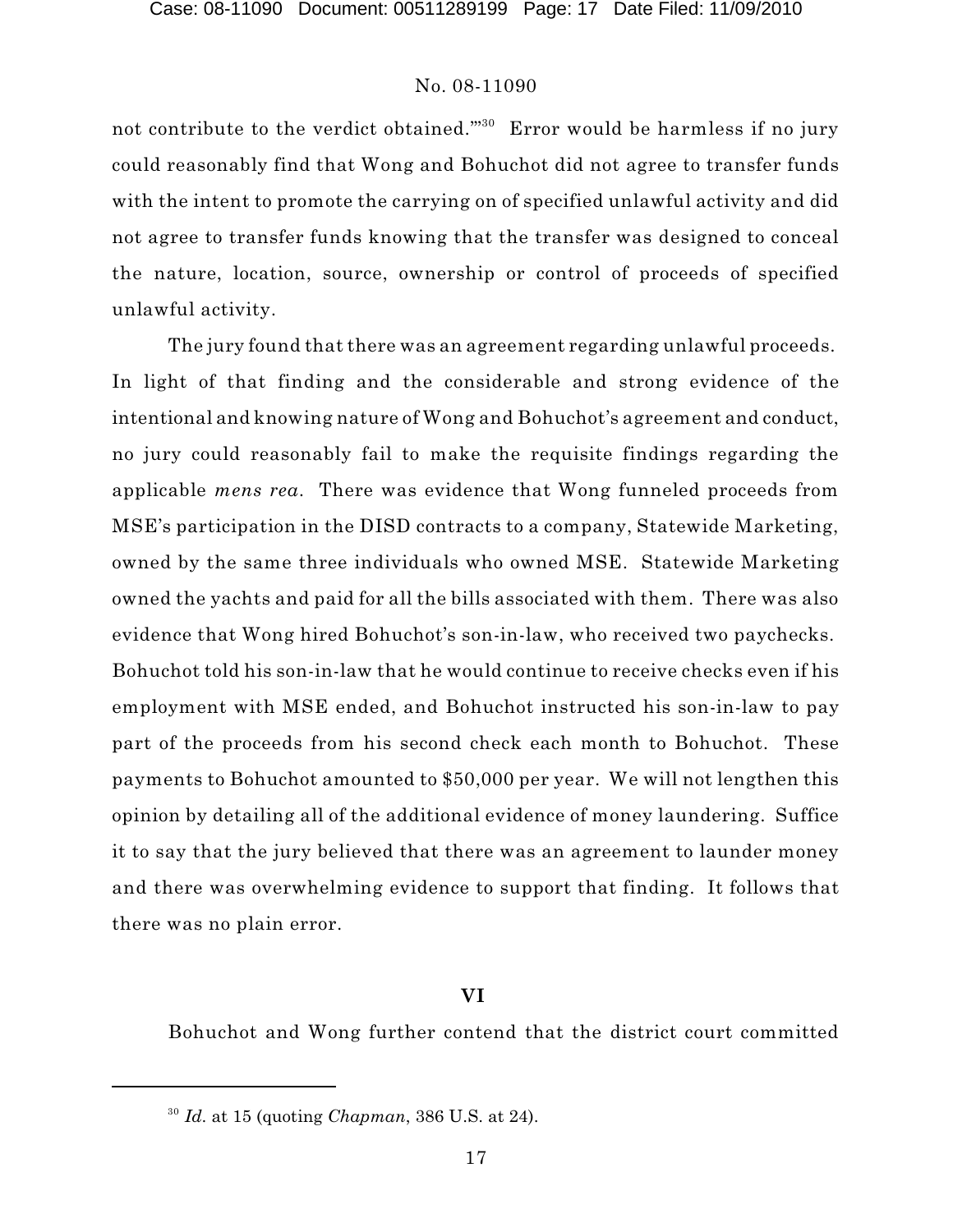not contribute to the verdict obtained.'"[30] Error would be harmless if no jury could reasonably find that Wong and Bohuchot did not agree to transfer funds with the intent to promote the carrying on of specified unlawful activity and did not agree to transfer funds knowing that the transfer was designed to conceal the nature, location, source, ownership or control of proceeds of specified unlawful activity.

The jury found that there was an agreement regarding unlawful proceeds. In light of that finding and the considerable and strong evidence of the intentional and knowing nature of Wong and Bohuchot's agreement and conduct, no jury could reasonably fail to make the requisite findings regarding the applicable *mens rea*. There was evidence that Wong funneled proceeds from MSE's participation in the DISD contracts to a company, Statewide Marketing, owned by the same three individuals who owned MSE. Statewide Marketing owned the yachts and paid for all the bills associated with them. There was also evidence that Wong hired Bohuchot's son-in-law, who received two paychecks. Bohuchot told his son-in-law that he would continue to receive checks even if his employment with MSE ended, and Bohuchot instructed his son-in-law to pay part of the proceeds from his second check each month to Bohuchot. These payments to Bohuchot amounted to $50,000 per year. We will not lengthen this opinion by detailing all of the additional evidence of money laundering. Suffice it to say that the jury believed that there was an agreement to launder money and there was overwhelming evidence to support that finding. It follows that there was no plain error.

## VI

Bohuchot and Wong further contend that the district court committed

---

[30] *Id.* at 15 (quoting *Chapman*, 386 U.S. at 24).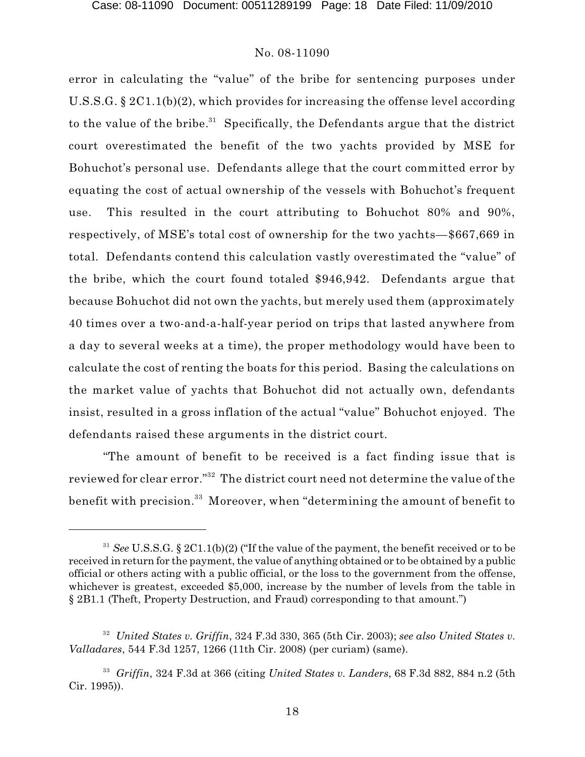error in calculating the "value" of the bribe for sentencing purposes under U.S.S.G. § 2C1.1(b)(2), which provides for increasing the offense level according to the value of the bribe.[31] Specifically, the Defendants argue that the district court overestimated the benefit of the two yachts provided by MSE for Bohuchot's personal use. Defendants allege that the court committed error by equating the cost of actual ownership of the vessels with Bohuchot's frequent use. This resulted in the court attributing to Bohuchot 80% and 90%, respectively, of MSE's total cost of ownership for the two yachts—$667,669 in total. Defendants contend this calculation vastly overestimated the "value" of the bribe, which the court found totaled $946,942. Defendants argue that because Bohuchot did not own the yachts, but merely used them (approximately 40 times over a two-and-a-half-year period on trips that lasted anywhere from a day to several weeks at a time), the proper methodology would have been to calculate the cost of renting the boats for this period. Basing the calculations on the market value of yachts that Bohuchot did not actually own, defendants insist, resulted in a gross inflation of the actual "value" Bohuchot enjoyed. The defendants raised these arguments in the district court.

"The amount of benefit to be received is a fact finding issue that is reviewed for clear error."[32] The district court need not determine the value of the benefit with precision.[33] Moreover, when "determining the amount of benefit to

---

[31] *See* U.S.S.G. § 2C1.1(b)(2) ("If the value of the payment, the benefit received or to be received in return for the payment, the value of anything obtained or to be obtained by a public official or others acting with a public official, or the loss to the government from the offense, whichever is greatest, exceeded $5,000, increase by the number of levels from the table in § 2B1.1 (Theft, Property Destruction, and Fraud) corresponding to that amount.")

[32] *United States v. Griffin*, 324 F.3d 330, 365 (5th Cir. 2003); *see also United States v. Valladares*, 544 F.3d 1257, 1266 (11th Cir. 2008) (per curiam) (same).

[33] *Griffin*, 324 F.3d at 366 (citing *United States v. Landers*, 68 F.3d 882, 884 n.2 (5th Cir. 1995)).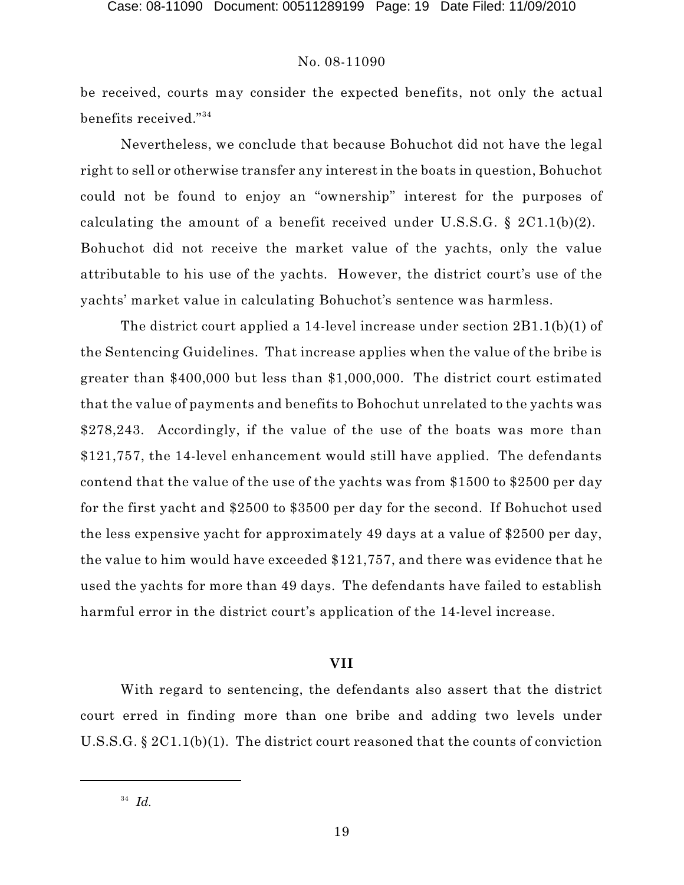be received, courts may consider the expected benefits, not only the actual benefits received."[34]

Nevertheless, we conclude that because Bohuchot did not have the legal right to sell or otherwise transfer any interest in the boats in question, Bohuchot could not be found to enjoy an "ownership" interest for the purposes of calculating the amount of a benefit received under U.S.S.G. § 2C1.1(b)(2). Bohuchot did not receive the market value of the yachts, only the value attributable to his use of the yachts. However, the district court's use of the yachts' market value in calculating Bohuchot's sentence was harmless.

The district court applied a 14-level increase under section 2B1.1(b)(1) of the Sentencing Guidelines. That increase applies when the value of the bribe is greater than $400,000 but less than $1,000,000. The district court estimated that the value of payments and benefits to Bohochut unrelated to the yachts was $278,243. Accordingly, if the value of the use of the boats was more than $121,757, the 14-level enhancement would still have applied. The defendants contend that the value of the use of the yachts was from $1500 to $2500 per day for the first yacht and $2500 to $3500 per day for the second. If Bohuchot used the less expensive yacht for approximately 49 days at a value of $2500 per day, the value to him would have exceeded $121,757, and there was evidence that he used the yachts for more than 49 days. The defendants have failed to establish harmful error in the district court's application of the 14-level increase.

## VII

With regard to sentencing, the defendants also assert that the district court erred in finding more than one bribe and adding two levels under U.S.S.G. § 2C1.1(b)(1). The district court reasoned that the counts of conviction

---

[34] *Id.*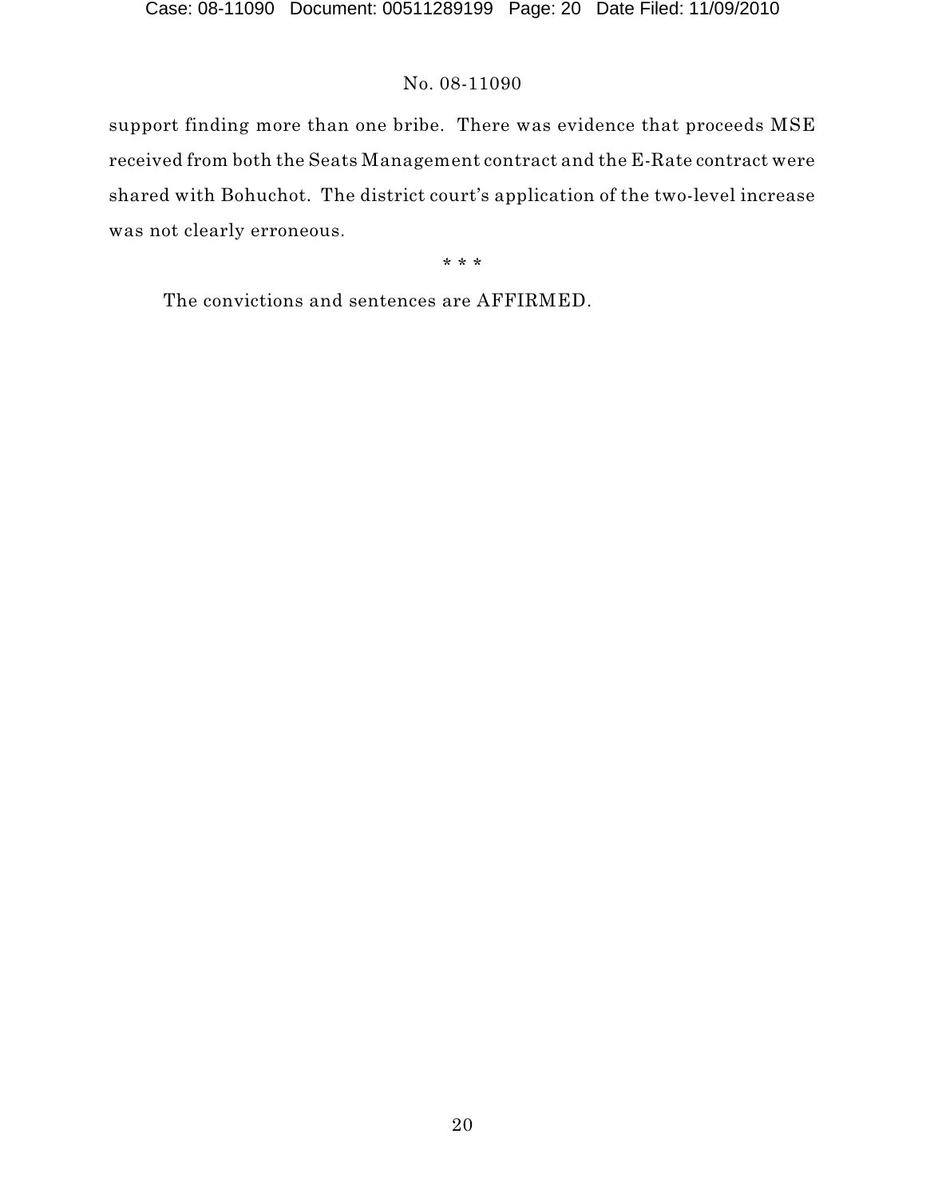support finding more than one bribe. There was evidence that proceeds MSE received from both the Seats Management contract and the E-Rate contract were shared with Bohuchot. The district court's application of the two-level increase was not clearly erroneous.

\* \* \*

The convictions and sentences are AFFIRMED.